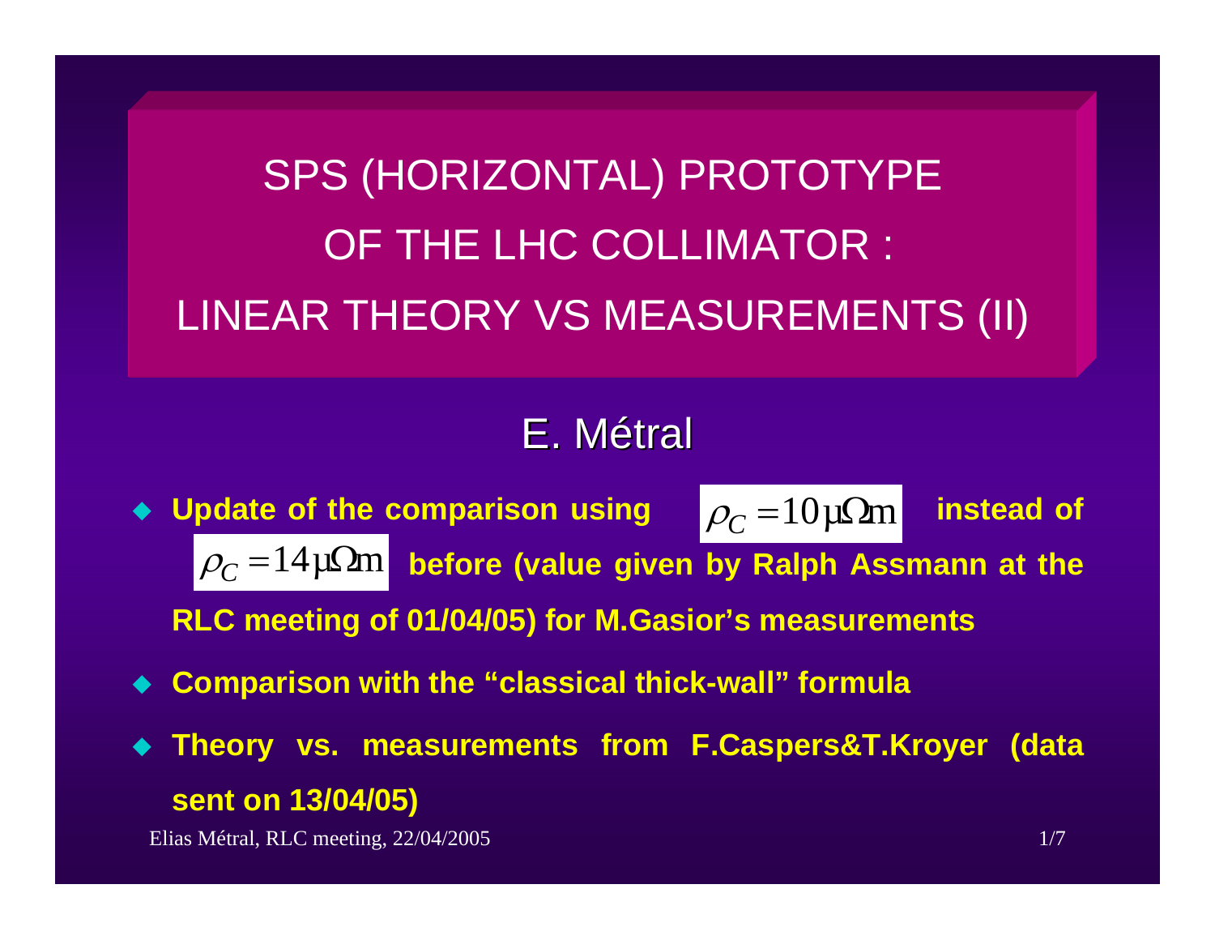# SPS (HORIZONTAL) PROTOTYPE OF THE LHC COLLIMATOR : LINEAR THEORY VS MEASUREMENTS (II)

## E. Métral

- **Update of the comparison using $\rho_C = 10\,\mu\Omega\mathrm{m}$ instead of $\rho_C = 14\,\mu\Omega\mathrm{m}$ before (value given by Ralph Assmann at the RLC meeting of 01/04/05) for M.Gasior's measurements**
- **Comparison with the "classical thick-wall" formula**
- **Theory vs. measurements from F.Caspers&T.Kroyer (data sent on 13/04/05)**

Elias Métral, RLC meeting, 22/04/2005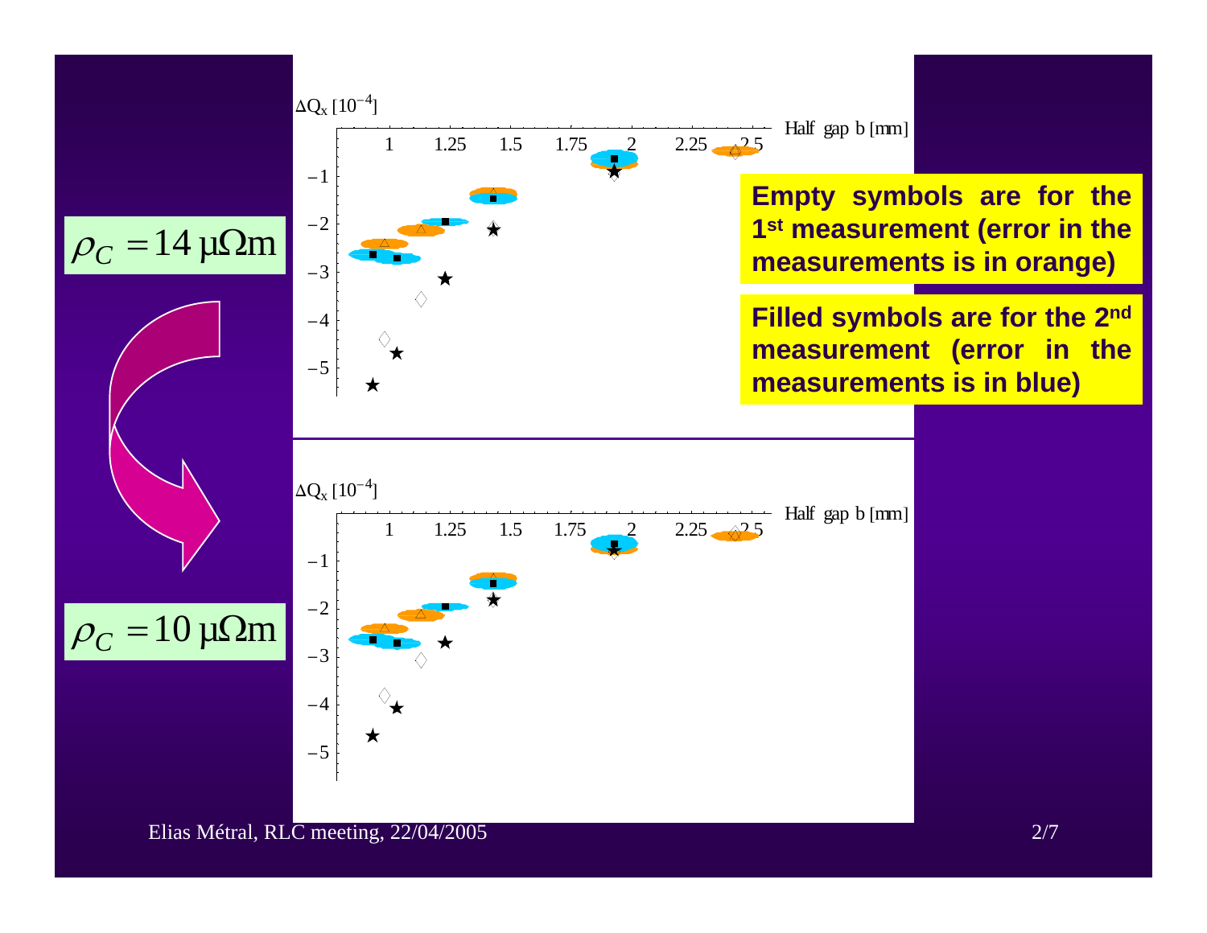$\rho_C = 14\ \mu\Omega\text{m}$

$\rho_C = 10\ \mu\Omega\text{m}$

$\Delta Q_x\ [10^{-4}]$ vs. Half gap b [mm]

**Empty symbols are for the 1st measurement (error in the measurements is in orange)**

**Filled symbols are for the 2nd measurement (error in the measurements is in blue)**

Elias Métral, RLC meeting, 22/04/2005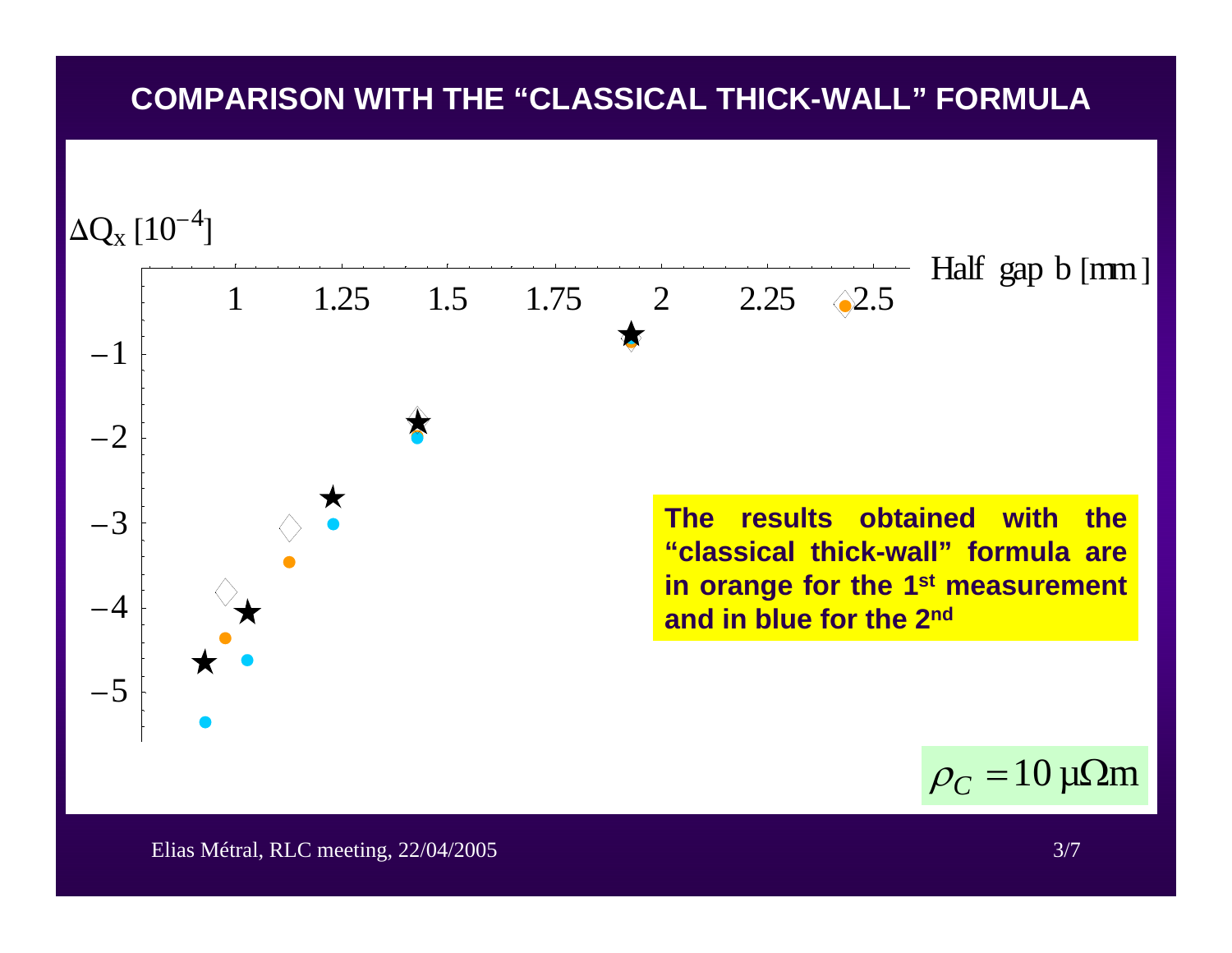# COMPARISON WITH THE "CLASSICAL THICK-WALL" FORMULA

$\Delta Q_x$ [$10^{-4}$]

Half gap b [mm]

**The results obtained with the "classical thick-wall" formula are in orange for the 1st measurement and in blue for the 2nd**

$\rho_C = 10\ \mu\Omega\text{m}$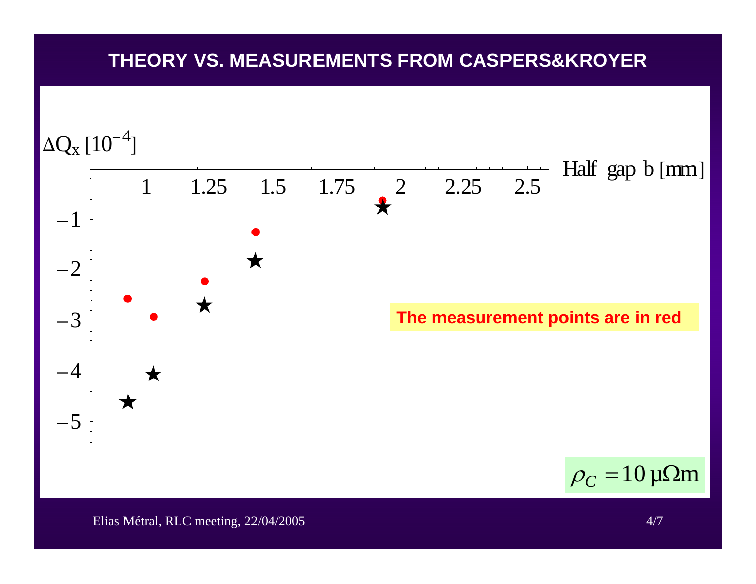# THEORY VS. MEASUREMENTS FROM CASPERS&KROYER

$\Delta Q_x$ [$10^{-4}$]

Half gap b [mm]

The measurement points are in red

$\rho_C = 10\ \mu\Omega\text{m}$

Elias Métral, RLC meeting, 22/04/2005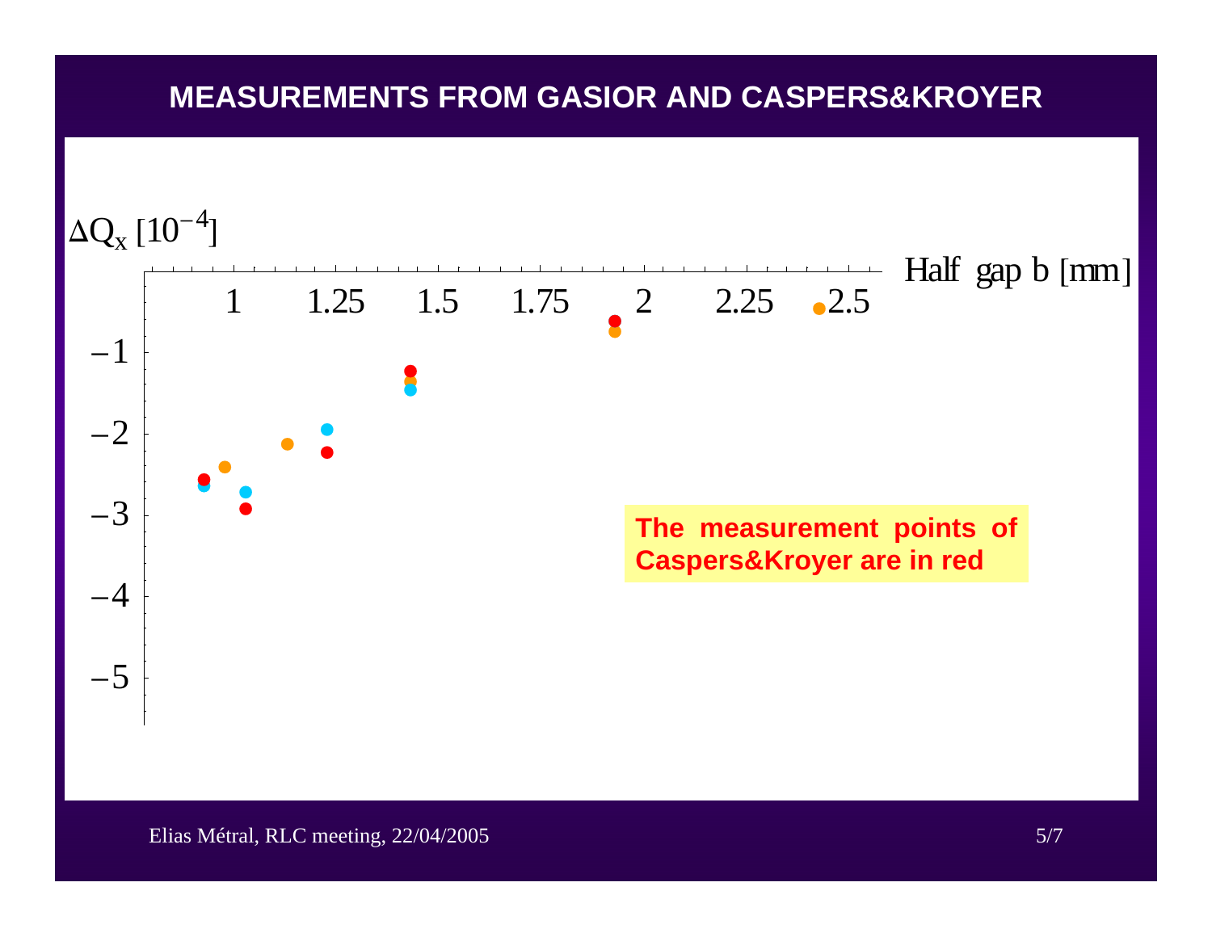# MEASUREMENTS FROM GASIOR AND CASPERS&KROYER

$\Delta Q_x$ [$10^{-4}$]

Half gap b [mm]

**The measurement points of Caspers&Kroyer are in red**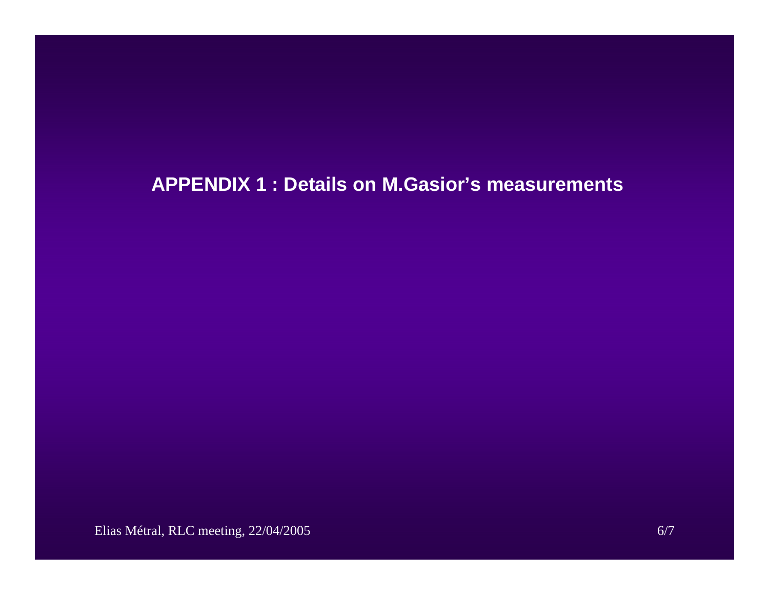## APPENDIX 1 : Details on M.Gasior's measurements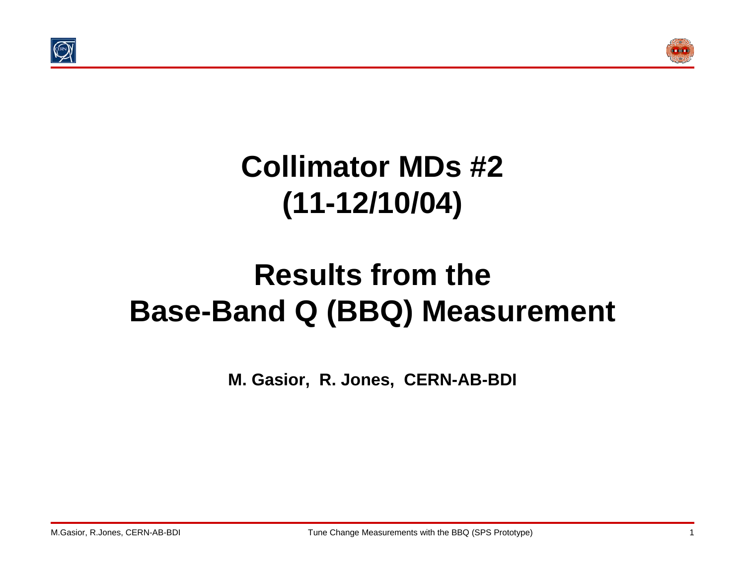# Collimator MDs #2
# (11-12/10/04)

# Results from the Base-Band Q (BBQ) Measurement

**M. Gasior, R. Jones, CERN-AB-BDI**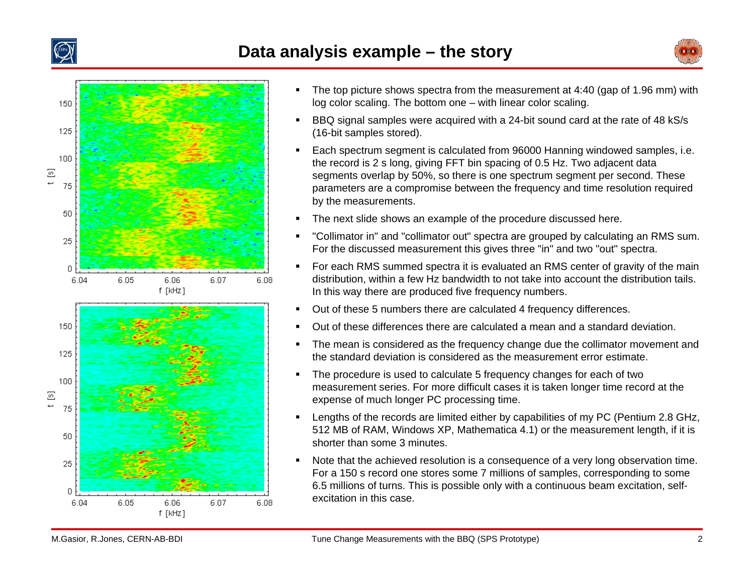# Data analysis example – the story

- The top picture shows spectra from the measurement at 4:40 (gap of 1.96 mm) with log color scaling. The bottom one – with linear color scaling.
- BBQ signal samples were acquired with a 24-bit sound card at the rate of 48 kS/s (16-bit samples stored).
- Each spectrum segment is calculated from 96000 Hanning windowed samples, i.e. the record is 2 s long, giving FFT bin spacing of 0.5 Hz. Two adjacent data segments overlap by 50%, so there is one spectrum segment per second. These parameters are a compromise between the frequency and time resolution required by the measurements.
- The next slide shows an example of the procedure discussed here.
- "Collimator in" and "collimator out" spectra are grouped by calculating an RMS sum. For the discussed measurement this gives three "in" and two "out" spectra.
- For each RMS summed spectra it is evaluated an RMS center of gravity of the main distribution, within a few Hz bandwidth to not take into account the distribution tails. In this way there are produced five frequency numbers.
- Out of these 5 numbers there are calculated 4 frequency differences.
- Out of these differences there are calculated a mean and a standard deviation.
- The mean is considered as the frequency change due the collimator movement and the standard deviation is considered as the measurement error estimate.
- The procedure is used to calculate 5 frequency changes for each of two measurement series. For more difficult cases it is taken longer time record at the expense of much longer PC processing time.
- Lengths of the records are limited either by capabilities of my PC (Pentium 2.8 GHz, 512 MB of RAM, Windows XP, Mathematica 4.1) or the measurement length, if it is shorter than some 3 minutes.
- Note that the achieved resolution is a consequence of a very long observation time. For a 150 s record one stores some 7 millions of samples, corresponding to some 6.5 millions of turns. This is possible only with a continuous beam excitation, self-excitation in this case.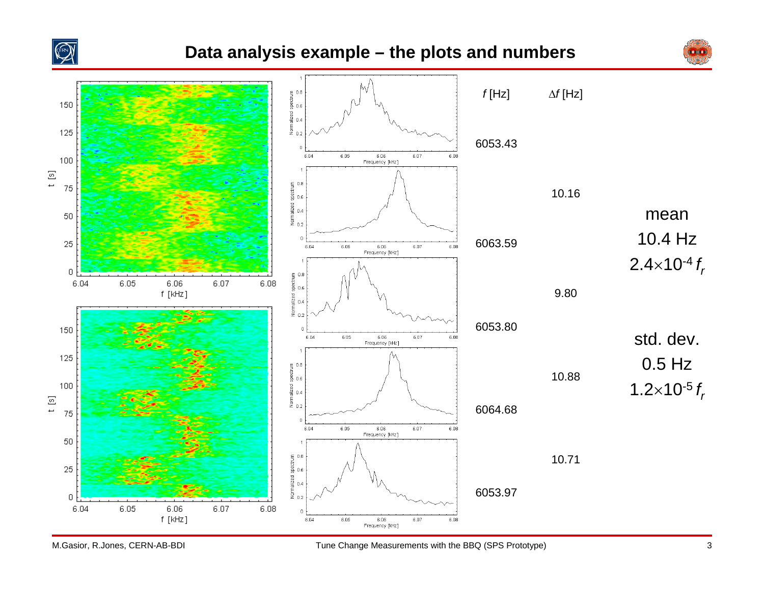# Data analysis example – the plots and numbers

| $f$ [Hz] | $\Delta f$ [Hz] |
|---|---|
| 6053.43 | |
| | 10.16 |
| 6063.59 | |
| | 9.80 |
| 6053.80 | |
| | 10.88 |
| 6064.68 | |
| | 10.71 |
| 6053.97 | |

mean
10.4 Hz
$2.4\times10^{-4} f_r$

std. dev.
0.5 Hz
$1.2\times10^{-5} f_r$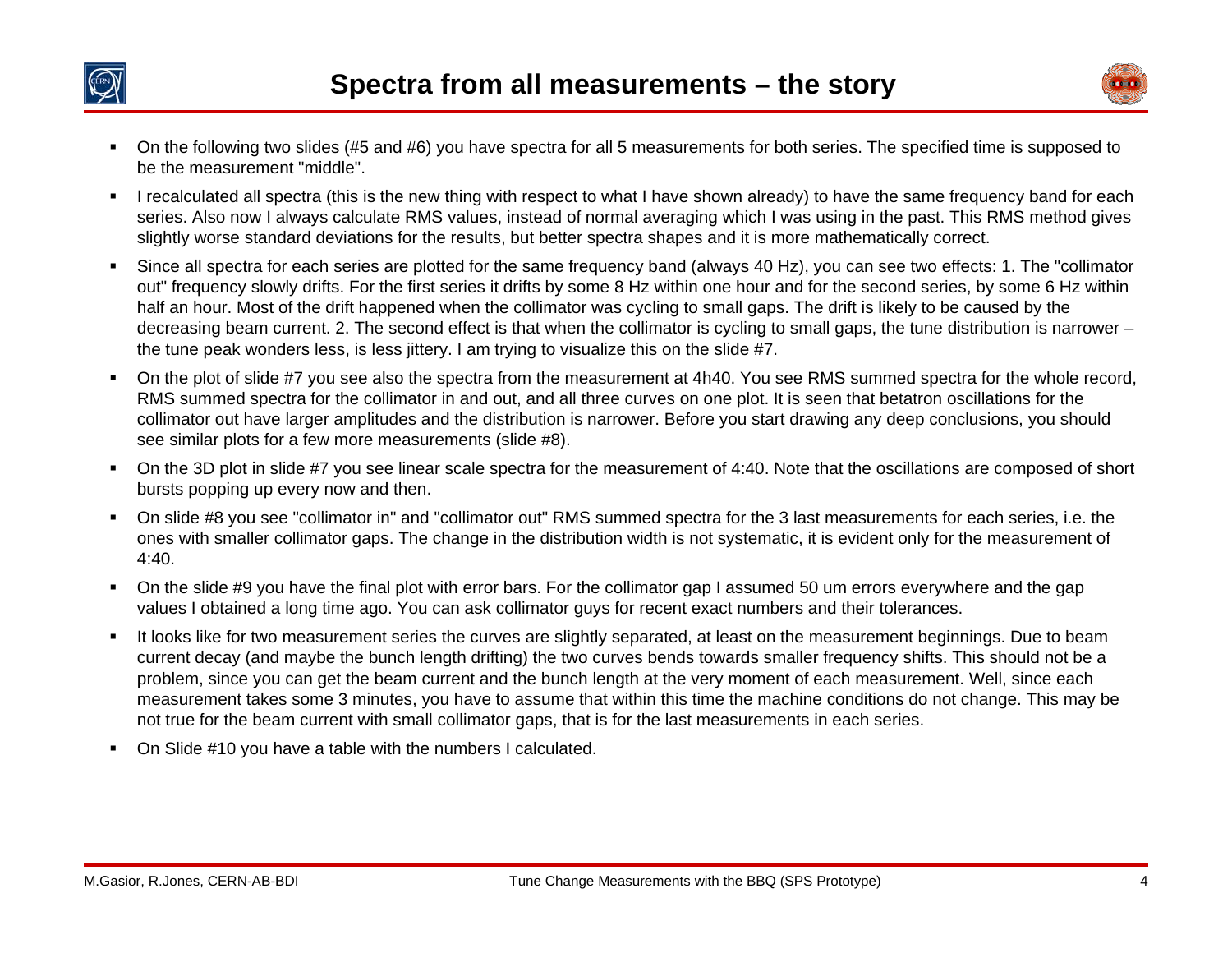# Spectra from all measurements – the story

- On the following two slides (#5 and #6) you have spectra for all 5 measurements for both series. The specified time is supposed to be the measurement "middle".
- I recalculated all spectra (this is the new thing with respect to what I have shown already) to have the same frequency band for each series. Also now I always calculate RMS values, instead of normal averaging which I was using in the past. This RMS method gives slightly worse standard deviations for the results, but better spectra shapes and it is more mathematically correct.
- Since all spectra for each series are plotted for the same frequency band (always 40 Hz), you can see two effects: 1. The "collimator out" frequency slowly drifts. For the first series it drifts by some 8 Hz within one hour and for the second series, by some 6 Hz within half an hour. Most of the drift happened when the collimator was cycling to small gaps. The drift is likely to be caused by the decreasing beam current. 2. The second effect is that when the collimator is cycling to small gaps, the tune distribution is narrower – the tune peak wonders less, is less jittery. I am trying to visualize this on the slide #7.
- On the plot of slide #7 you see also the spectra from the measurement at 4h40. You see RMS summed spectra for the whole record, RMS summed spectra for the collimator in and out, and all three curves on one plot. It is seen that betatron oscillations for the collimator out have larger amplitudes and the distribution is narrower. Before you start drawing any deep conclusions, you should see similar plots for a few more measurements (slide #8).
- On the 3D plot in slide #7 you see linear scale spectra for the measurement of 4:40. Note that the oscillations are composed of short bursts popping up every now and then.
- On slide #8 you see "collimator in" and "collimator out" RMS summed spectra for the 3 last measurements for each series, i.e. the ones with smaller collimator gaps. The change in the distribution width is not systematic, it is evident only for the measurement of 4:40.
- On the slide #9 you have the final plot with error bars. For the collimator gap I assumed 50 um errors everywhere and the gap values I obtained a long time ago. You can ask collimator guys for recent exact numbers and their tolerances.
- It looks like for two measurement series the curves are slightly separated, at least on the measurement beginnings. Due to beam current decay (and maybe the bunch length drifting) the two curves bends towards smaller frequency shifts. This should not be a problem, since you can get the beam current and the bunch length at the very moment of each measurement. Well, since each measurement takes some 3 minutes, you have to assume that within this time the machine conditions do not change. This may be not true for the beam current with small collimator gaps, that is for the last measurements in each series.
- On Slide #10 you have a table with the numbers I calculated.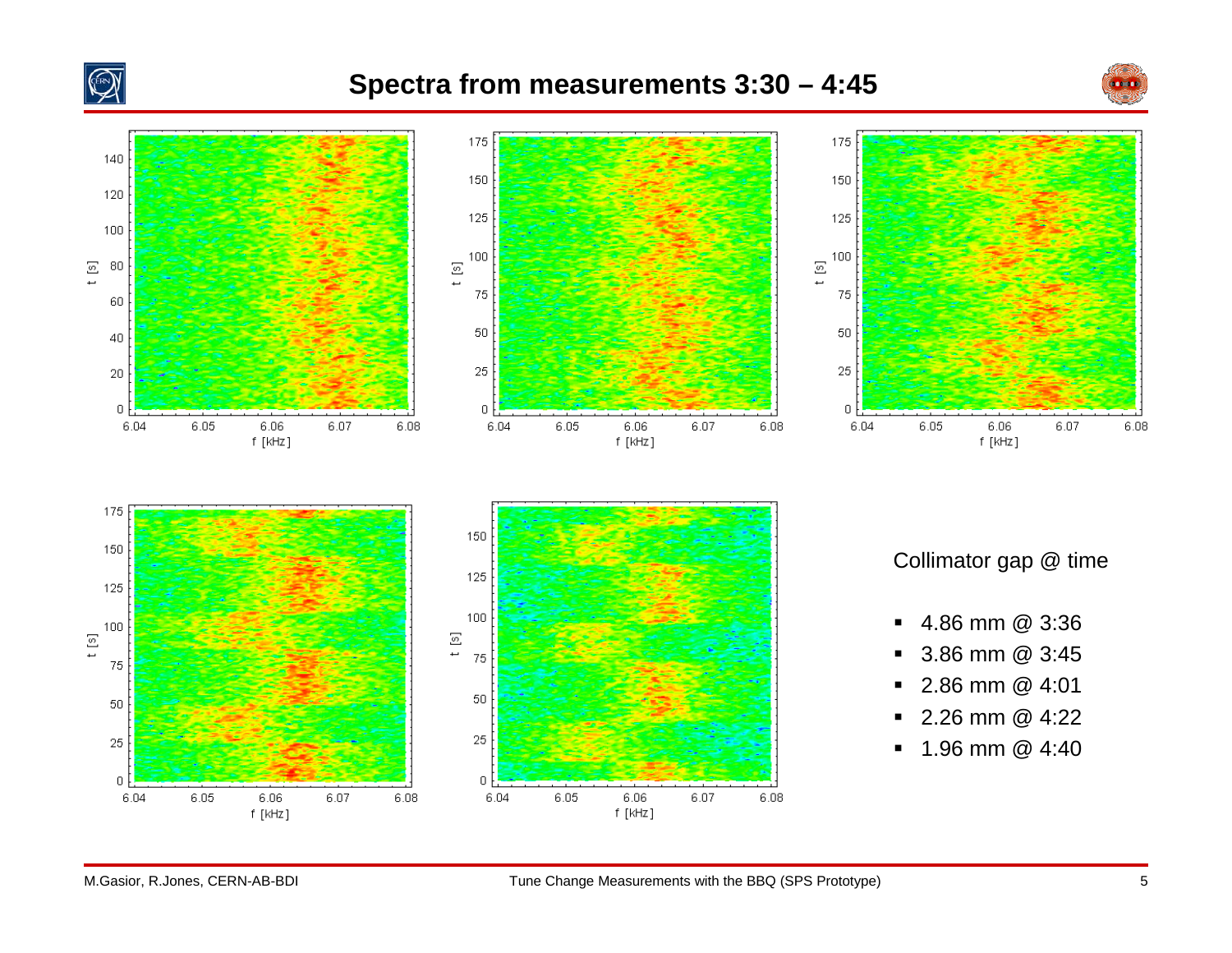# Spectra from measurements 3:30 – 4:45

Collimator gap @ time

- 4.86 mm @ 3:36
- 3.86 mm @ 3:45
- 2.86 mm @ 4:01
- 2.26 mm @ 4:22
- 1.96 mm @ 4:40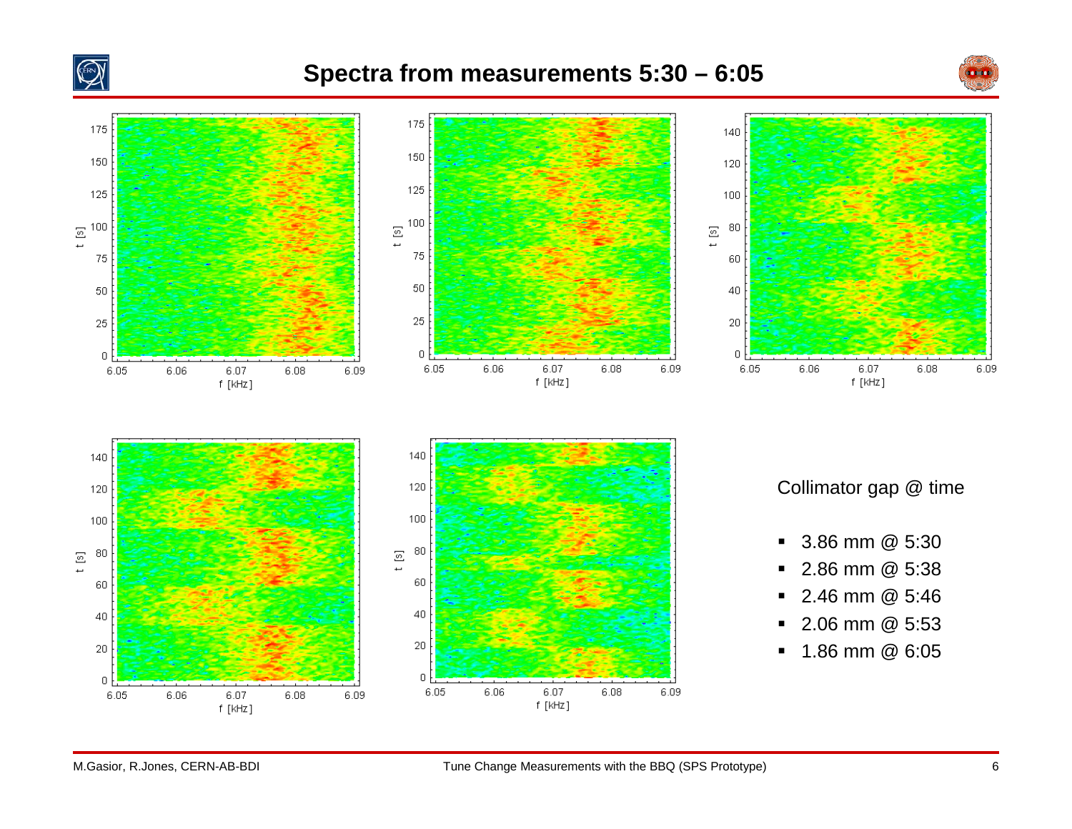# Spectra from measurements 5:30 – 6:05

Collimator gap @ time

- 3.86 mm @ 5:30
- 2.86 mm @ 5:38
- 2.46 mm @ 5:46
- 2.06 mm @ 5:53
- 1.86 mm @ 6:05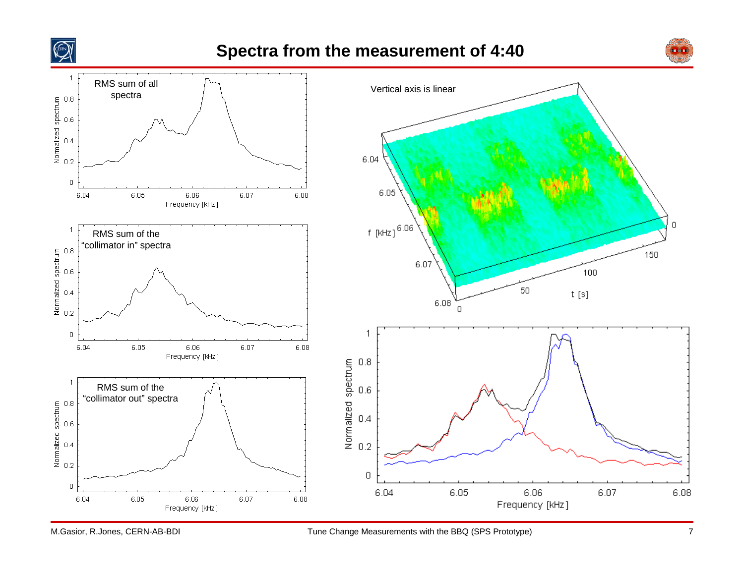# Spectra from the measurement of 4:40

RMS sum of all spectra

RMS sum of the "collimator in" spectra

RMS sum of the "collimator out" spectra

Vertical axis is linear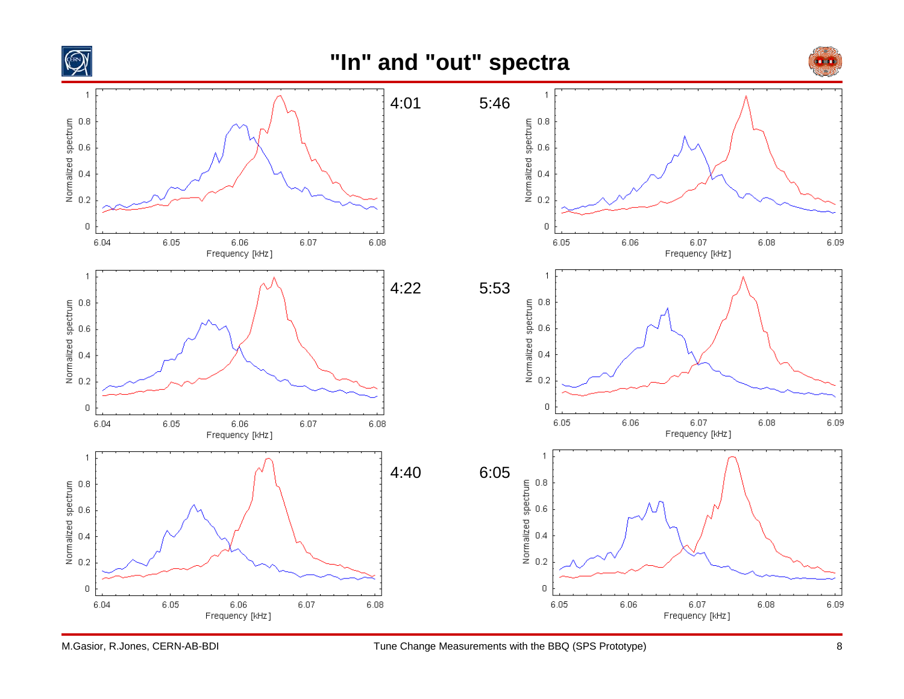# "In" and "out" spectra

4:01

5:46

4:22

5:53

4:40

6:05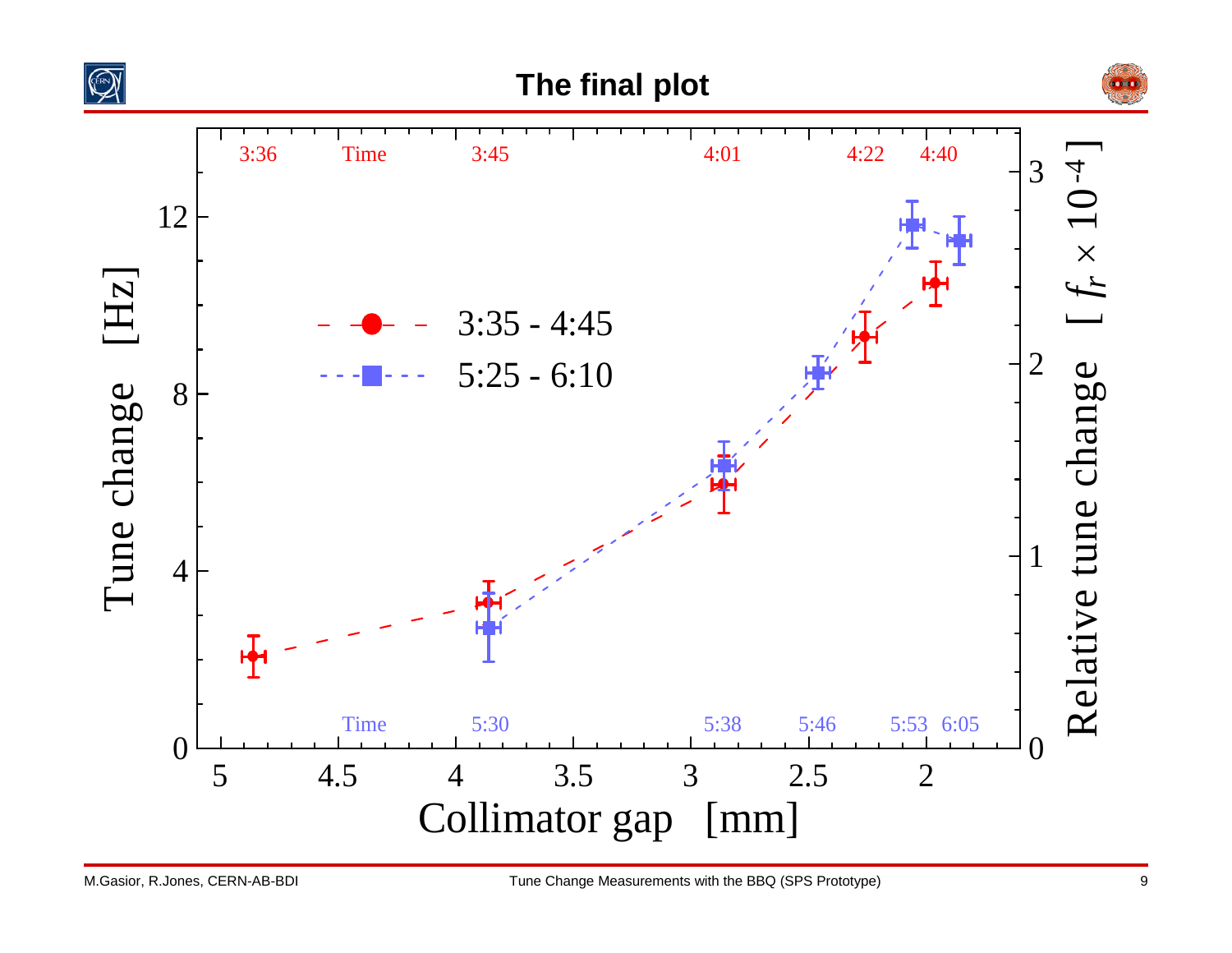# The final plot

Tune change [Hz]

Relative tune change [ $f_r \times 10^{-4}$ ]

Collimator gap [mm]

- 3:35 - 4:45
- 5:25 - 6:10

Time: 3:36, 3:45, 4:01, 4:22, 4:40

Time: 5:30, 5:38, 5:46, 5:53, 6:05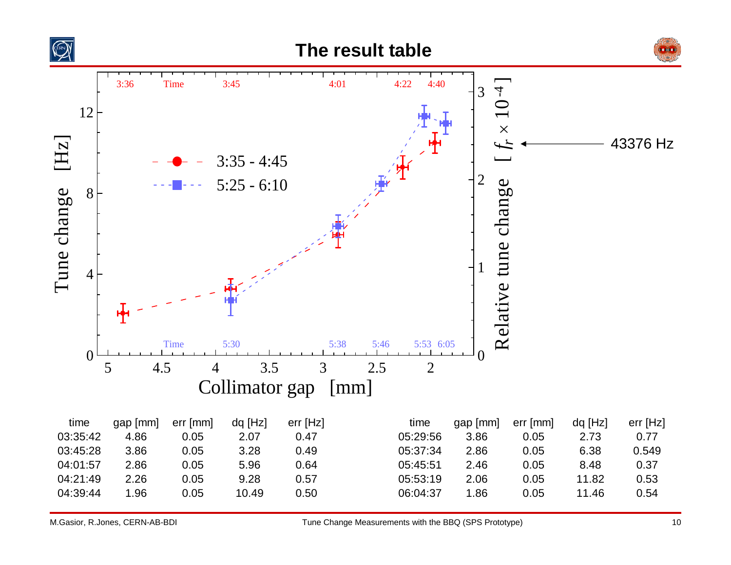# The result table

| time | gap [mm] | err [mm] | dq [Hz] | err [Hz] |
|---|---|---|---|---|
| 03:35:42 | 4.86 | 0.05 | 2.07 | 0.47 |
| 03:45:28 | 3.86 | 0.05 | 3.28 | 0.49 |
| 04:01:57 | 2.86 | 0.05 | 5.96 | 0.64 |
| 04:21:49 | 2.26 | 0.05 | 9.28 | 0.57 |
| 04:39:44 | 1.96 | 0.05 | 10.49 | 0.50 |

| time | gap [mm] | err [mm] | dq [Hz] | err [Hz] |
|---|---|---|---|---|
| 05:29:56 | 3.86 | 0.05 | 2.73 | 0.77 |
| 05:37:34 | 2.86 | 0.05 | 6.38 | 0.549 |
| 05:45:51 | 2.46 | 0.05 | 8.48 | 0.37 |
| 05:53:19 | 2.06 | 0.05 | 11.82 | 0.53 |
| 06:04:37 | 1.86 | 0.05 | 11.46 | 0.54 |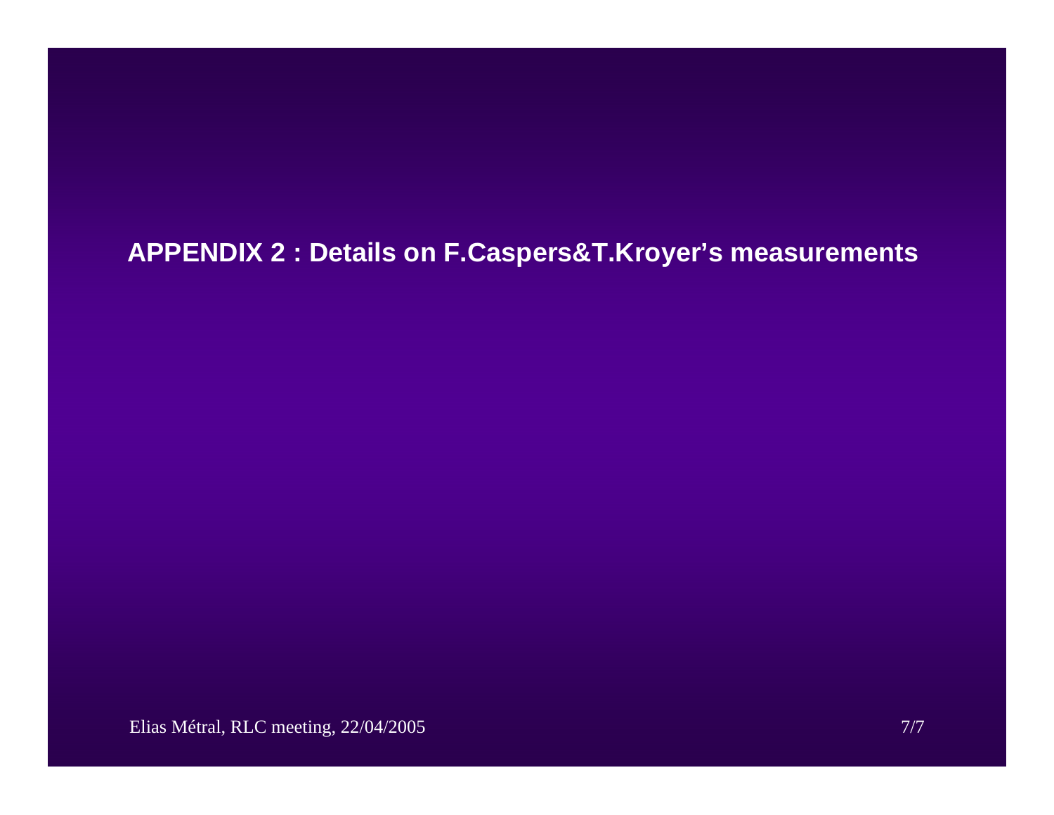# APPENDIX 2 : Details on F.Caspers&T.Kroyer's measurements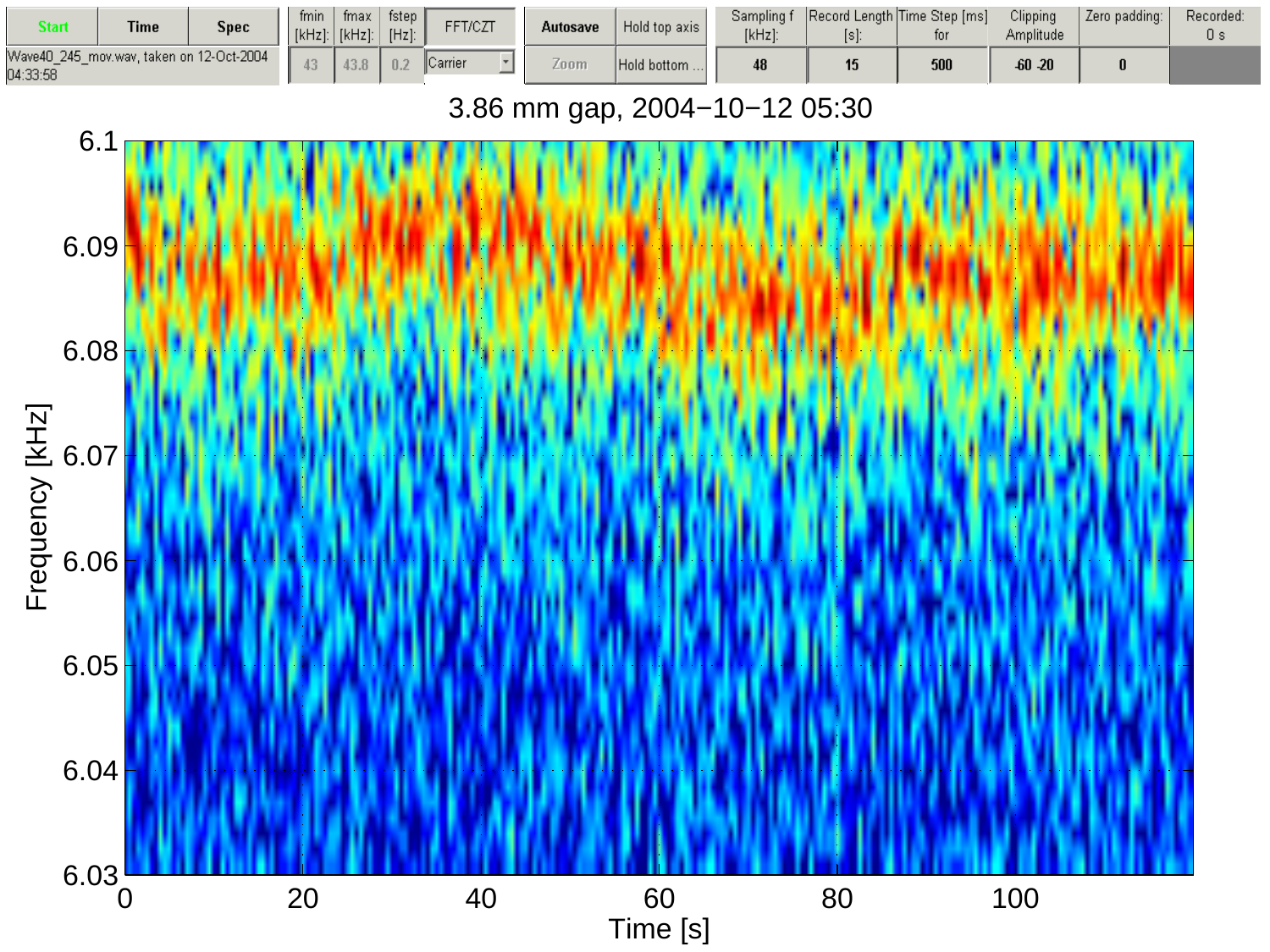| Start | Time | Spec | fmin [kHz]: | fmax [kHz]: | fstep [Hz]: | FFT/CZT | Autosave | Hold top axis | Sampling f [kHz]: | Record Length [s]: | Time Step [ms] for | Clipping Amplitude | Zero padding: | Recorded: 0 s |
|---|---|---|---|---|---|---|---|---|---|---|---|---|---|---|
| Wave40_245_mov.wav, taken on 12-Oct-2004 04:33:58 | | | 43 | 43.8 | 0.2 | Carrier | Zoom | Hold bottom ... | 48 | 15 | 500 | -60 -20 | 0 | |

3.86 mm gap, 2004−10−12 05:30

Frequency [kHz]

Time [s]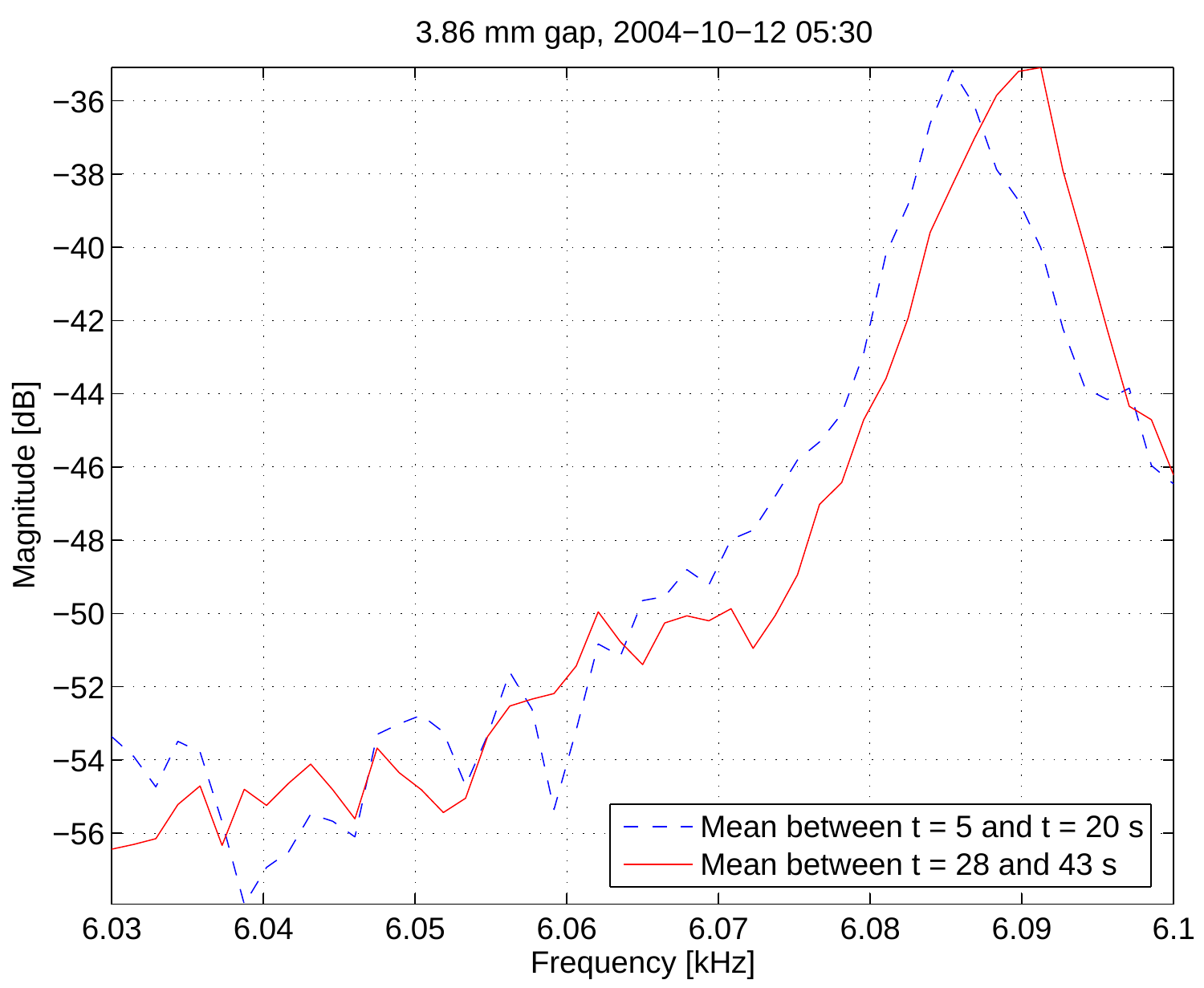3.86 mm gap, 2004−10−12 05:30

Magnitude [dB]

Frequency [kHz]

Mean between t = 5 and t = 20 s

Mean between t = 28 and 43 s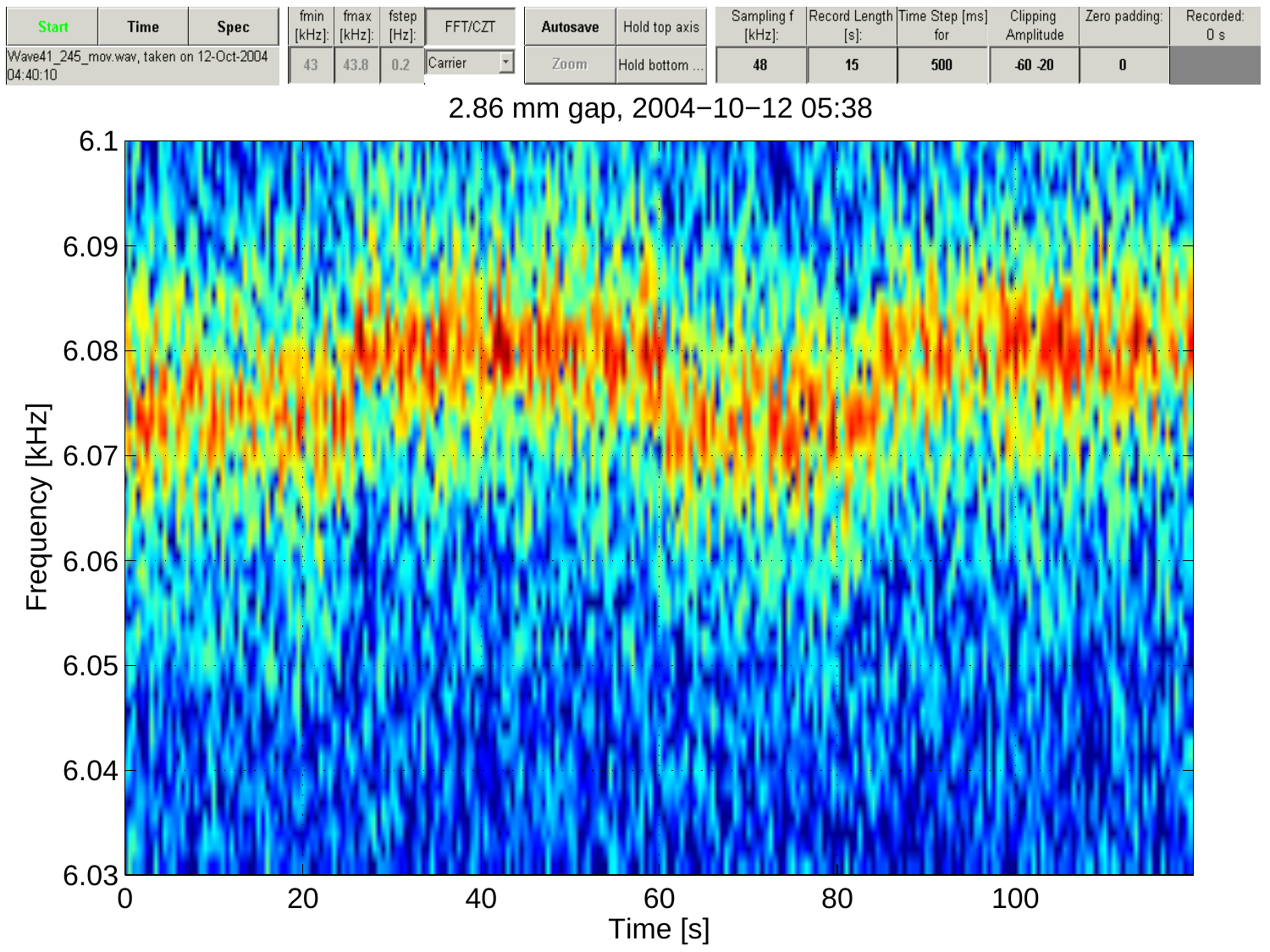| Start | Time | Spec | fmin [kHz]: | fmax [kHz]: | fstep [Hz]: | FFT/CZT | Autosave | Hold top axis | Sampling f [kHz]: | Record Length [s]: | Time Step [ms] for | Clipping Amplitude | Zero padding: | Recorded: 0 s |
|---|---|---|---|---|---|---|---|---|---|---|---|---|---|---|
| Wave41_245_mov.wav, taken on 12-Oct-2004 04:40:10 | | | 43 | 43.8 | 0.2 | Carrier | Zoom | Hold bottom ... | 48 | 15 | 500 | -60 -20 | 0 | |

2.86 mm gap, 2004−10−12 05:38

Frequency [kHz]: 6.03 – 6.1

Time [s]: 0 – 100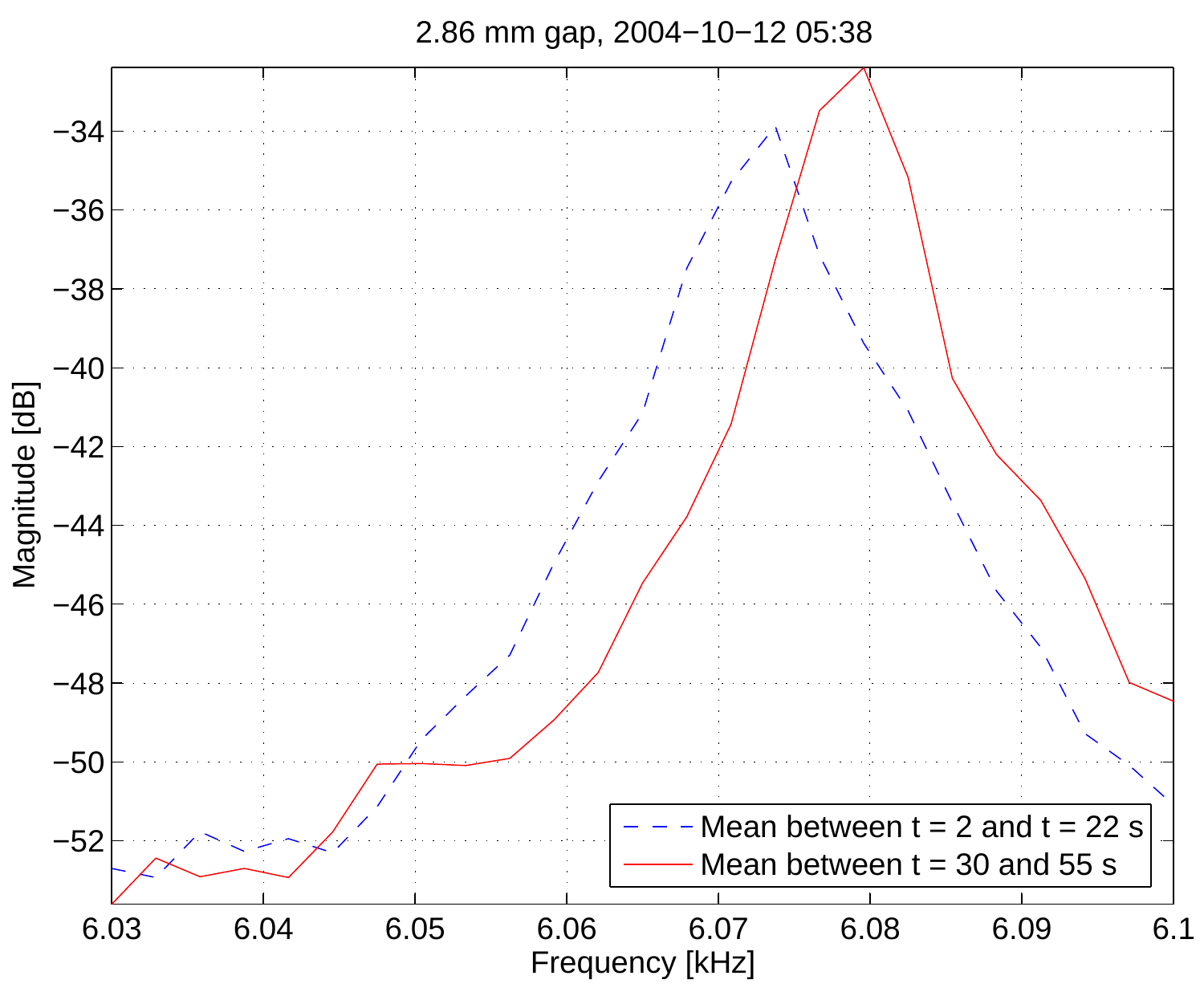2.86 mm gap, 2004−10−12 05:38

Magnitude [dB]

Frequency [kHz]

Mean between t = 2 and t = 22 s

Mean between t = 30 and 55 s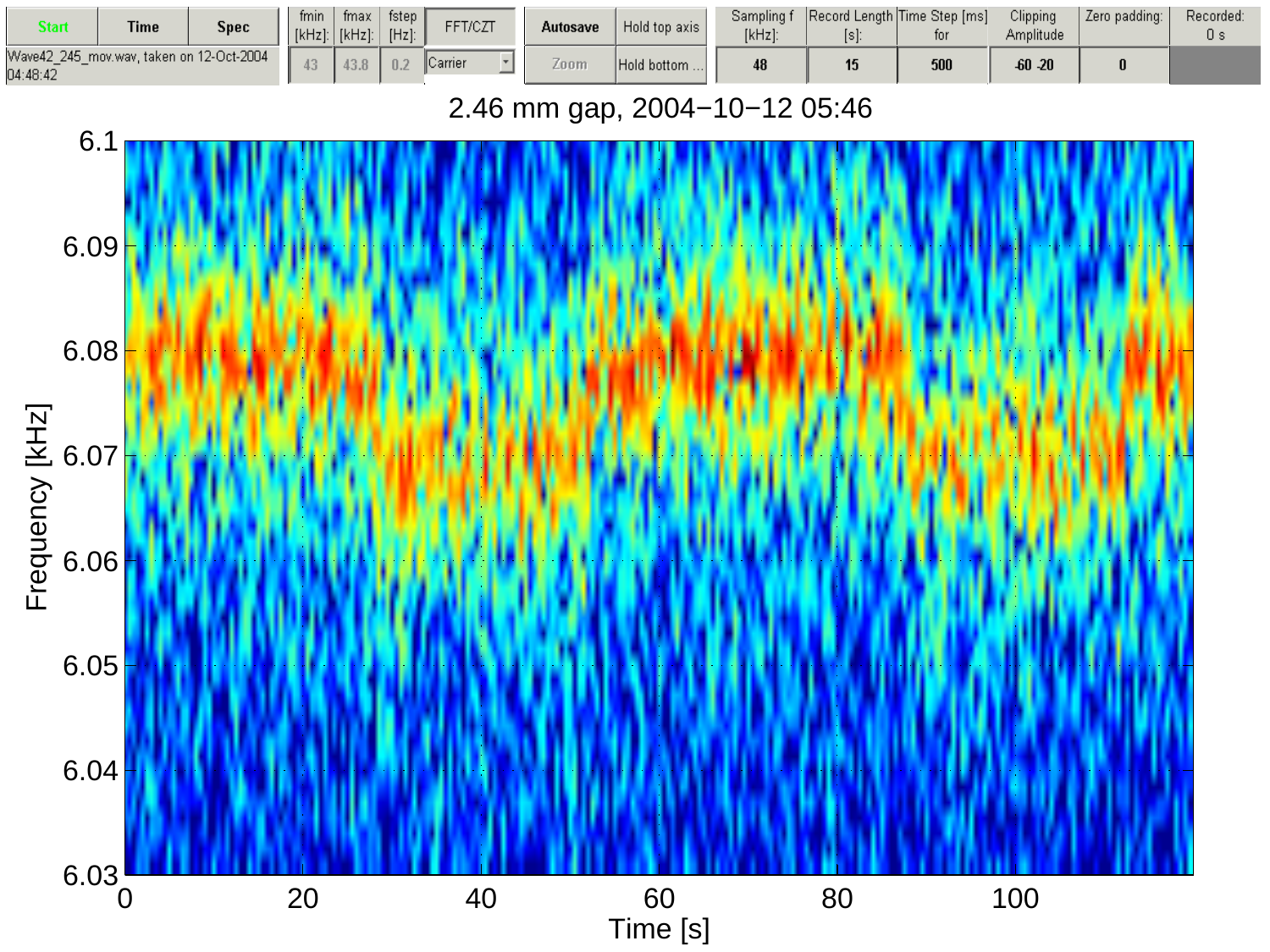| Start | Time | Spec | fmin [kHz]: | fmax [kHz]: | fstep [Hz]: | FFT/CZT | Autosave | Hold top axis | Sampling f [kHz]: | Record Length [s]: | Time Step [ms] for | Clipping Amplitude | Zero padding: | Recorded: 0 s |
|---|---|---|---|---|---|---|---|---|---|---|---|---|---|---|
| Wave42_245_mov.wav, taken on 12-Oct-2004 04:48:42 | | | 43 | 43.8 | 0.2 | Carrier | Zoom | Hold bottom ... | 48 | 15 | 500 | -60 -20 | 0 | |

2.46 mm gap, 2004−10−12 05:46

Frequency [kHz]

Time [s]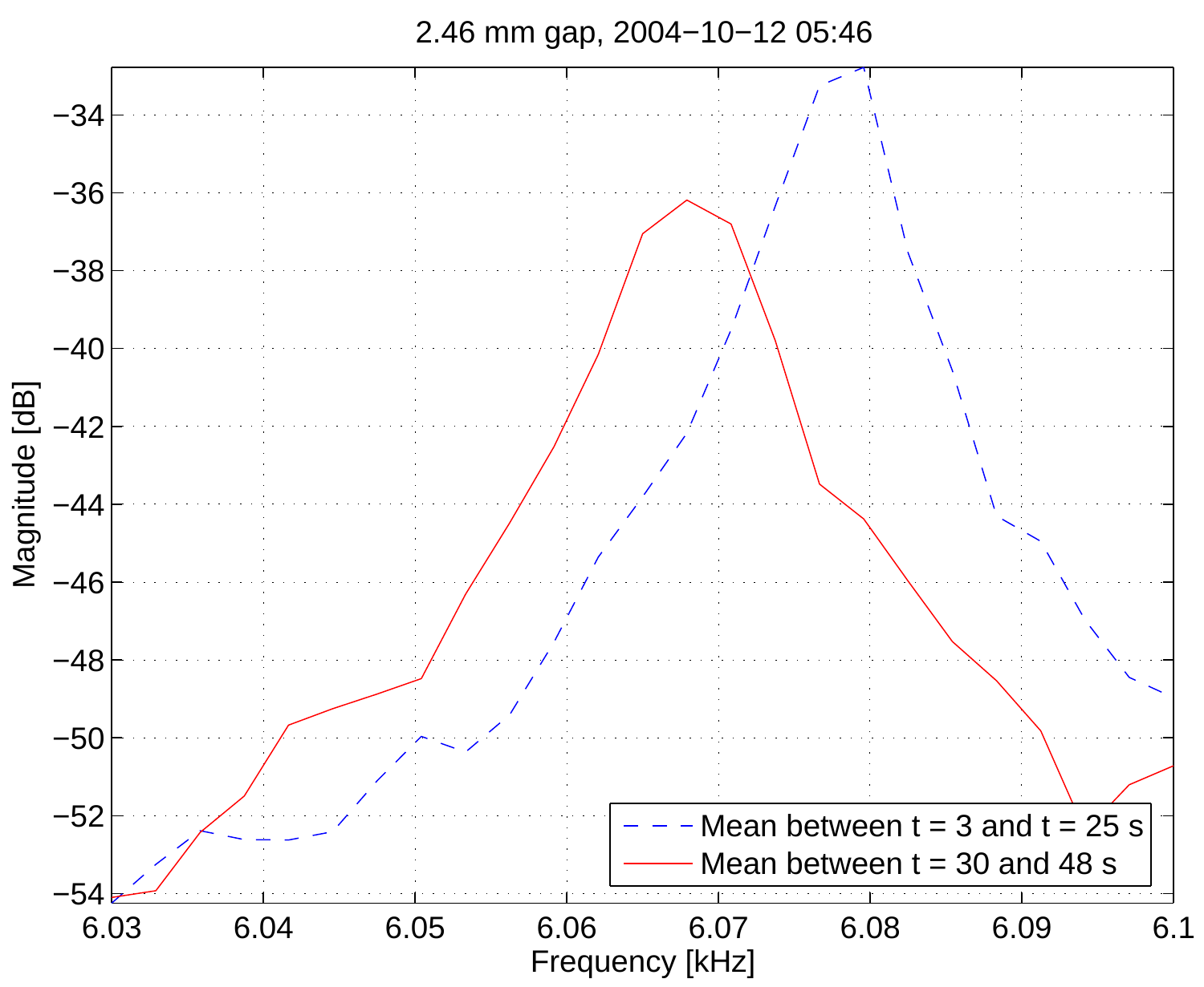2.46 mm gap, 2004−10−12 05:46

Magnitude [dB]

Frequency [kHz]

- Mean between t = 3 and t = 25 s
- Mean between t = 30 and 48 s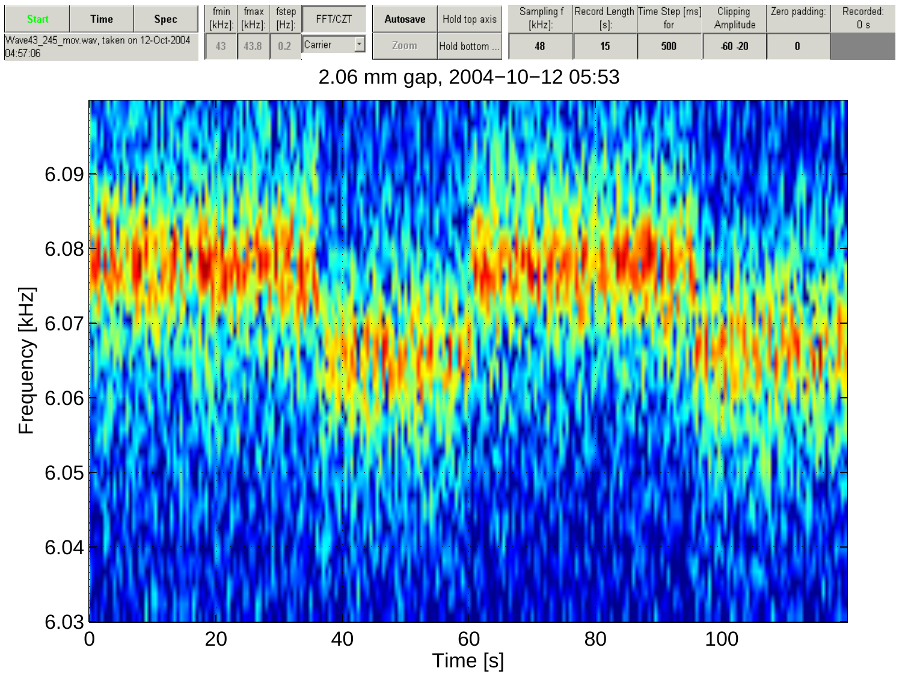2.06 mm gap, 2004−10−12 05:53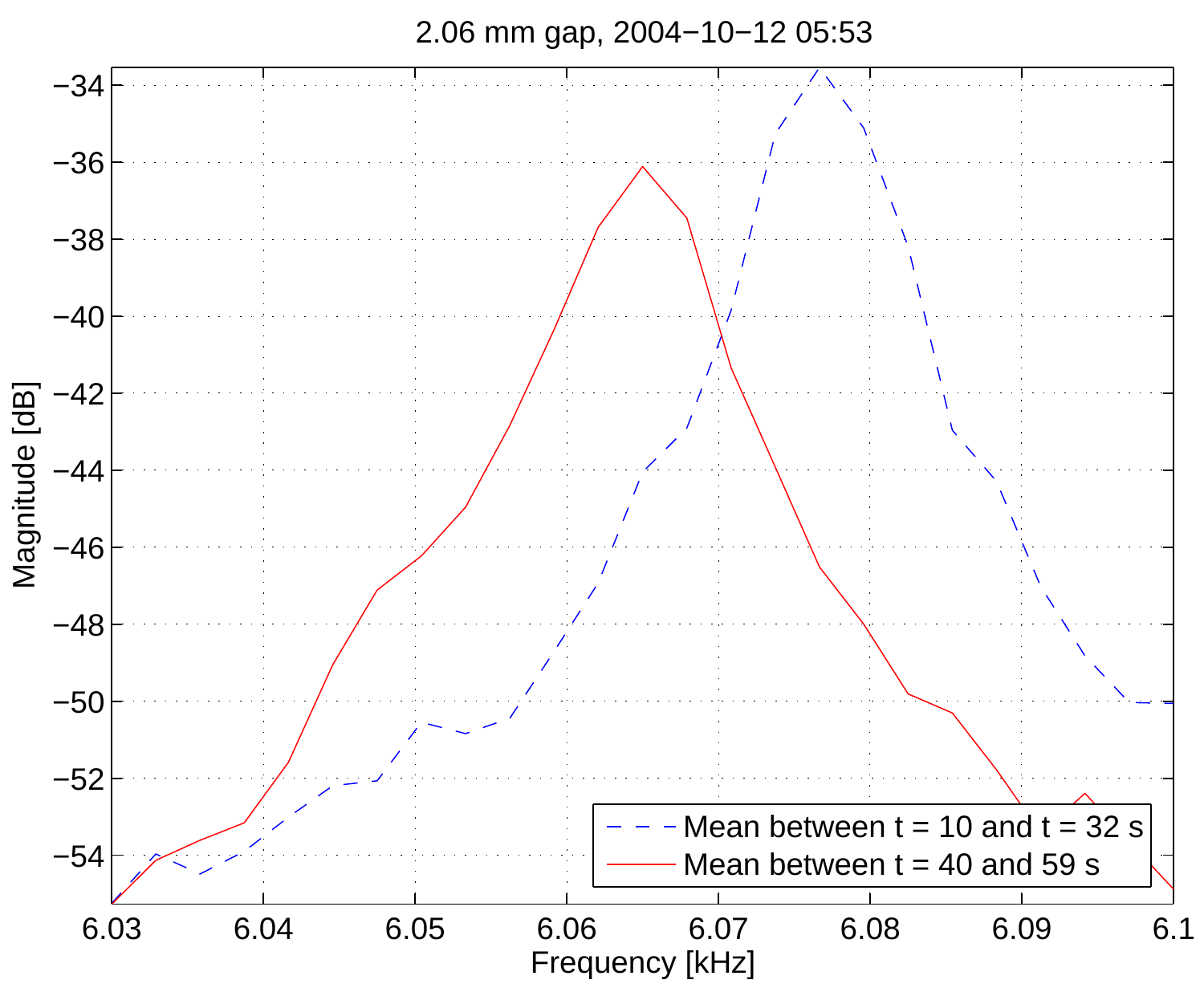2.06 mm gap, 2004−10−12 05:53

Magnitude [dB]

Frequency [kHz]

Mean between t = 10 and t = 32 s

Mean between t = 40 and 59 s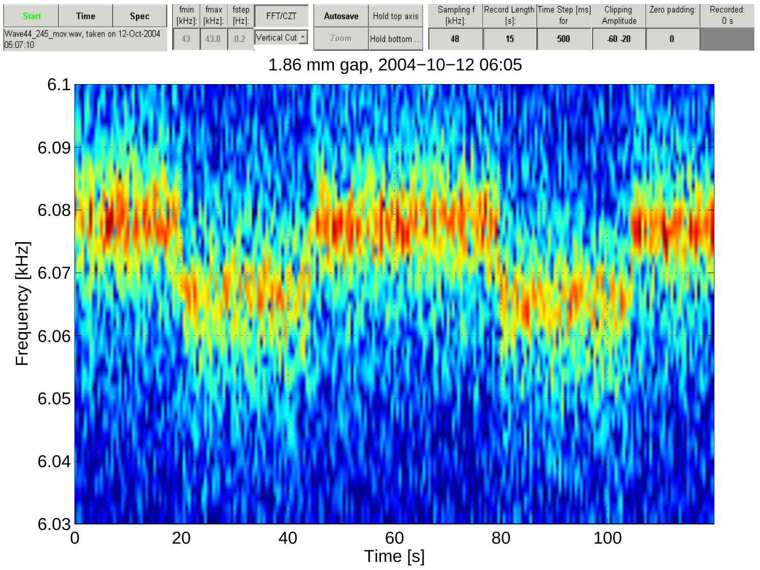| Start | Time | Spec | fmin [kHz]: | fmax [kHz]: | fstep [Hz]: | FFT/CZT | Autosave | Hold top axis | Sampling f [kHz]: | Record Length [s]: | Time Step [ms] for | Clipping Amplitude | Zero padding: | Recorded: 0 s |
|---|---|---|---|---|---|---|---|---|---|---|---|---|---|---|
| Wave44_245_mov.wav, taken on 12-Oct-2004 05:07:10 | | | 43 | 43.8 | 0.2 | Vertical Cut | Zoom | Hold bottom ... | 48 | 15 | 500 | -60 -20 | 0 | |

1.86 mm gap, 2004−10−12 06:05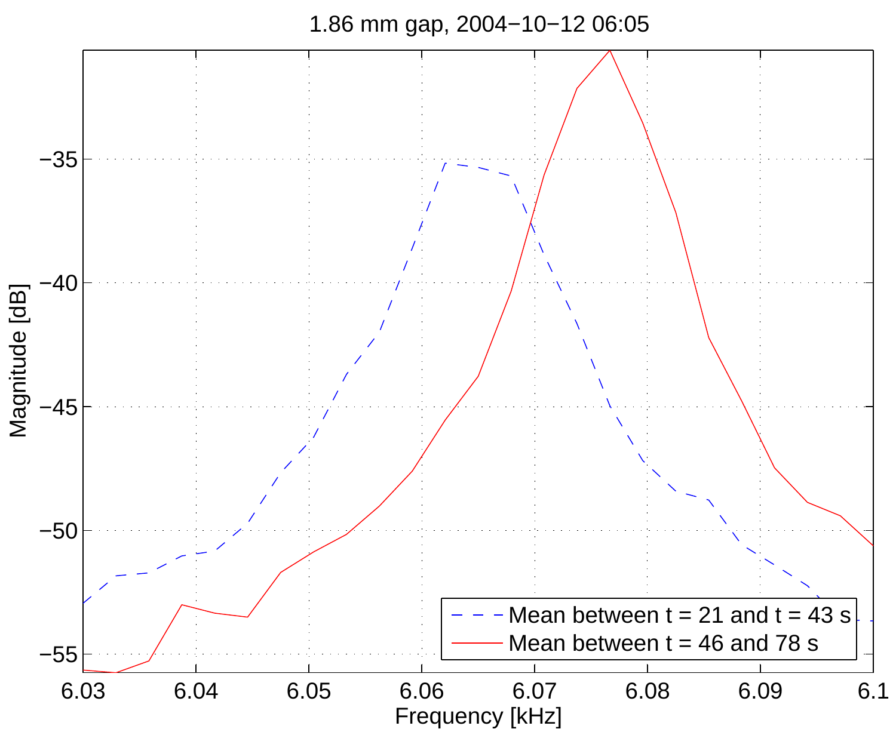1.86 mm gap, 2004−10−12 06:05

Magnitude [dB]

Frequency [kHz]

Mean between t = 21 and t = 43 s

Mean between t = 46 and 78 s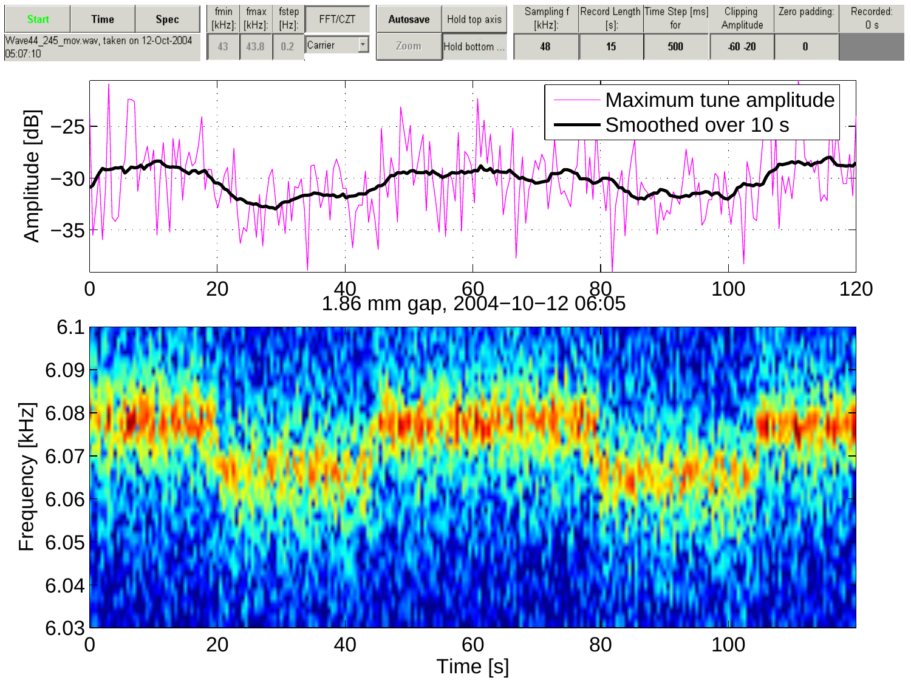| Start | Time | Spec | fmin [kHz]: | fmax [kHz]: | fstep [Hz]: | FFT/CZT | Autosave | Hold top axis | Sampling f [kHz]: | Record Length [s]: | Time Step [ms] for | Clipping Amplitude | Zero padding: | Recorded: 0 s |
|---|---|---|---|---|---|---|---|---|---|---|---|---|---|---|
| Wave44_245_mov.wav, taken on 12-Oct-2004 05:07:10 | | | 43 | 43.8 | 0.2 | Carrier | Zoom | Hold bottom ... | 48 | 15 | 500 | -60 -20 | 0 | |

Amplitude [dB] (−35 to −25) vs. time (0 to 120 s). Legend: Maximum tune amplitude; Smoothed over 10 s

1.86 mm gap, 2004−10−12 06:05

Frequency [kHz] (6.03 to 6.1) vs. Time [s] (0 to 120)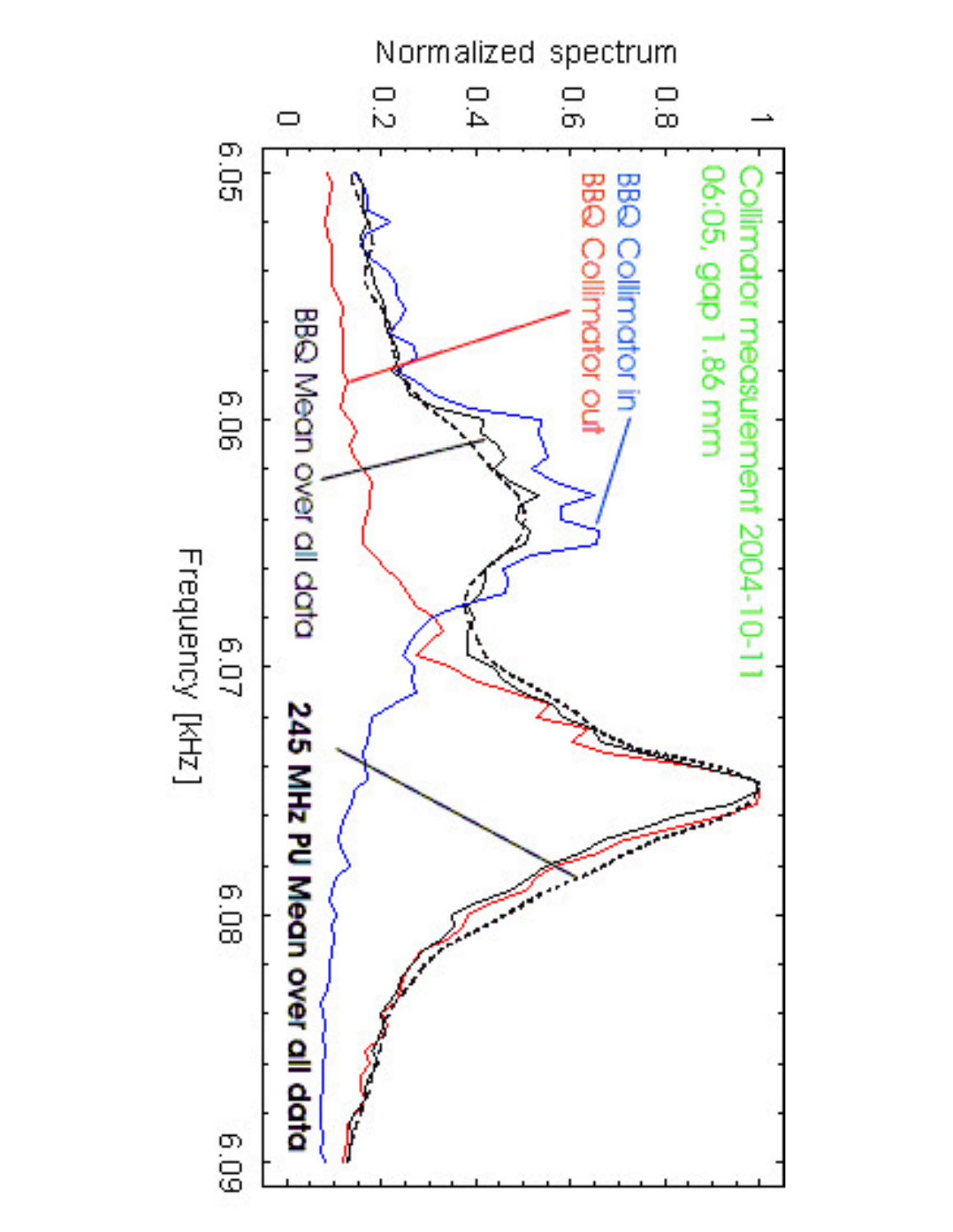Normalized spectrum

0
0.2
0.4
0.6
0.8
1

Collimator measurement 2004-10-11
06:05, gap 1.86 mm

BBQ Collimator in

BBQ Collimator out

BBQ Mean over all data

245 MHz PU Mean over all data

6.05
6.06
6.07
6.08
6.09

Frequency [kHz]